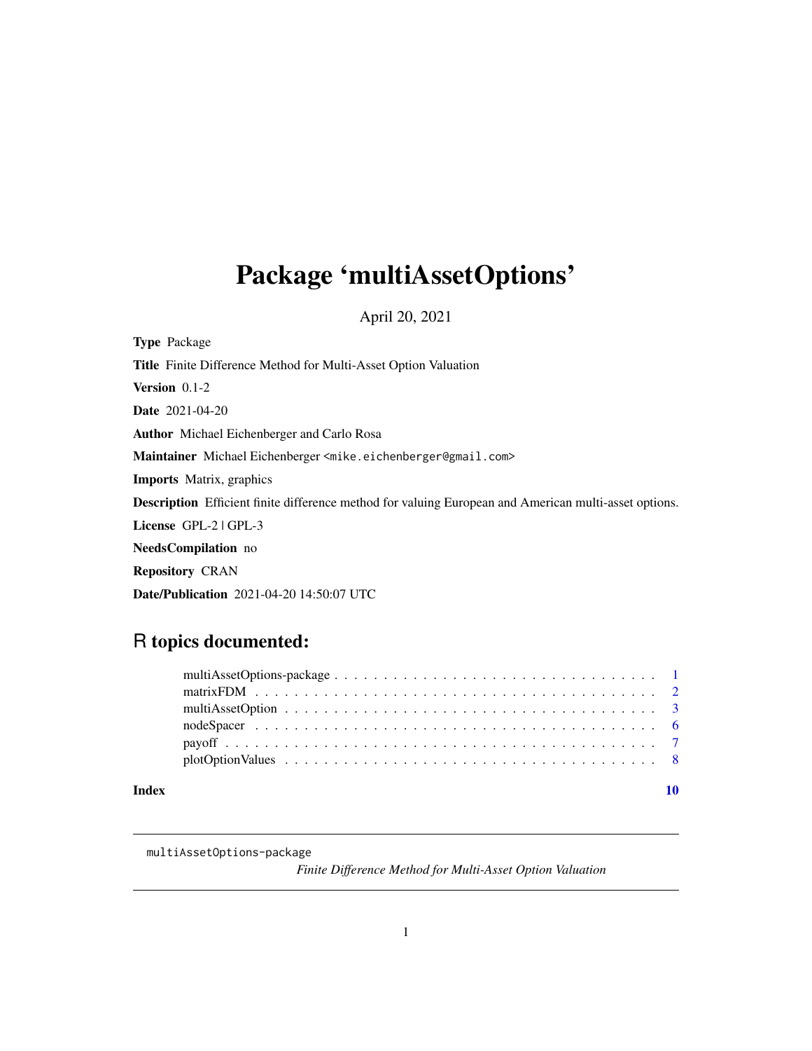# Package 'multiAssetOptions'

April 20, 2021

**Type** Package

**Title** Finite Difference Method for Multi-Asset Option Valuation

**Version** 0.1-2

**Date** 2021-04-20

**Author** Michael Eichenberger and Carlo Rosa

**Maintainer** Michael Eichenberger <mike.eichenberger@gmail.com>

**Imports** Matrix, graphics

**Description** Efficient finite difference method for valuing European and American multi-asset options.

**License** GPL-2 | GPL-3

**NeedsCompilation** no

**Repository** CRAN

**Date/Publication** 2021-04-20 14:50:07 UTC

## R topics documented:

- multiAssetOptions-package . . . . . . . . . . . . . . . . . . . . . . . . . . . . . . . . 1
- matrixFDM . . . . . . . . . . . . . . . . . . . . . . . . . . . . . . . . . . . . . . . . . 2
- multiAssetOption . . . . . . . . . . . . . . . . . . . . . . . . . . . . . . . . . . . . . . 3
- nodeSpacer . . . . . . . . . . . . . . . . . . . . . . . . . . . . . . . . . . . . . . . . . 6
- payoff . . . . . . . . . . . . . . . . . . . . . . . . . . . . . . . . . . . . . . . . . . . . 7
- plotOptionValues . . . . . . . . . . . . . . . . . . . . . . . . . . . . . . . . . . . . . . 8

**Index** 10

---

multiAssetOptions-package *Finite Difference Method for Multi-Asset Option Valuation*

---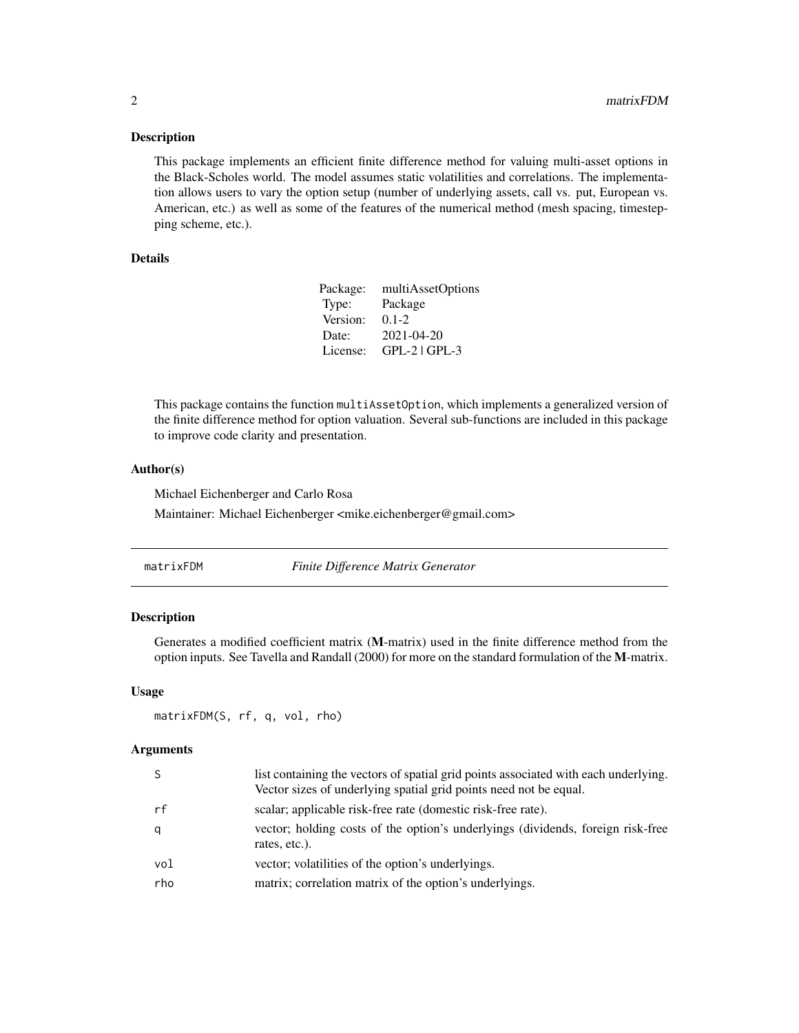## Description

This package implements an efficient finite difference method for valuing multi-asset options in the Black-Scholes world. The model assumes static volatilities and correlations. The implementation allows users to vary the option setup (number of underlying assets, call vs. put, European vs. American, etc.) as well as some of the features of the numerical method (mesh spacing, timestepping scheme, etc.).

## Details

| | |
|---|---|
| Package: | multiAssetOptions |
| Type: | Package |
| Version: | 0.1-2 |
| Date: | 2021-04-20 |
| License: | GPL-2 \| GPL-3 |

This package contains the function `multiAssetOption`, which implements a generalized version of the finite difference method for option valuation. Several sub-functions are included in this package to improve code clarity and presentation.

## Author(s)

Michael Eichenberger and Carlo Rosa

Maintainer: Michael Eichenberger <mike.eichenberger@gmail.com>

---

# `matrixFDM` *Finite Difference Matrix Generator*

## Description

Generates a modified coefficient matrix (**M**-matrix) used in the finite difference method from the option inputs. See Tavella and Randall (2000) for more on the standard formulation of the **M**-matrix.

## Usage

```
matrixFDM(S, rf, q, vol, rho)
```

## Arguments

| | |
|---|---|
| `S` | list containing the vectors of spatial grid points associated with each underlying. Vector sizes of underlying spatial grid points need not be equal. |
| `rf` | scalar; applicable risk-free rate (domestic risk-free rate). |
| `q` | vector; holding costs of the option's underlyings (dividends, foreign risk-free rates, etc.). |
| `vol` | vector; volatilities of the option's underlyings. |
| `rho` | matrix; correlation matrix of the option's underlyings. |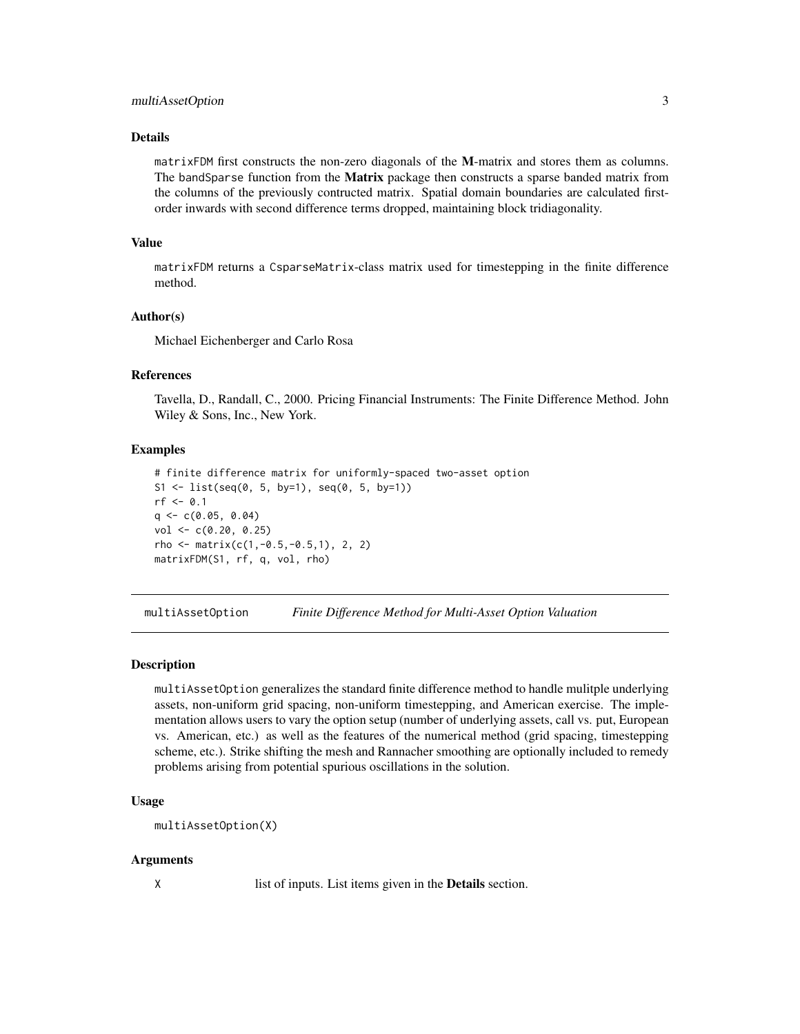### Details

matrixFDM first constructs the non-zero diagonals of the **M**-matrix and stores them as columns. The bandSparse function from the **Matrix** package then constructs a sparse banded matrix from the columns of the previously contructed matrix. Spatial domain boundaries are calculated first-order inwards with second difference terms dropped, maintaining block tridiagonality.

### Value

matrixFDM returns a CsparseMatrix-class matrix used for timestepping in the finite difference method.

### Author(s)

Michael Eichenberger and Carlo Rosa

### References

Tavella, D., Randall, C., 2000. Pricing Financial Instruments: The Finite Difference Method. John Wiley & Sons, Inc., New York.

### Examples

```
# finite difference matrix for uniformly-spaced two-asset option
S1 <- list(seq(0, 5, by=1), seq(0, 5, by=1))
rf <- 0.1
q <- c(0.05, 0.04)
vol <- c(0.20, 0.25)
rho <- matrix(c(1,-0.5,-0.5,1), 2, 2)
matrixFDM(S1, rf, q, vol, rho)
```

---

## multiAssetOption *Finite Difference Method for Multi-Asset Option Valuation*

---

### Description

multiAssetOption generalizes the standard finite difference method to handle mulitple underlying assets, non-uniform grid spacing, non-uniform timestepping, and American exercise. The implementation allows users to vary the option setup (number of underlying assets, call vs. put, European vs. American, etc.) as well as the features of the numerical method (grid spacing, timestepping scheme, etc.). Strike shifting the mesh and Rannacher smoothing are optionally included to remedy problems arising from potential spurious oscillations in the solution.

### Usage

```
multiAssetOption(X)
```

### Arguments

| | |
|---|---|
| X | list of inputs. List items given in the **Details** section. |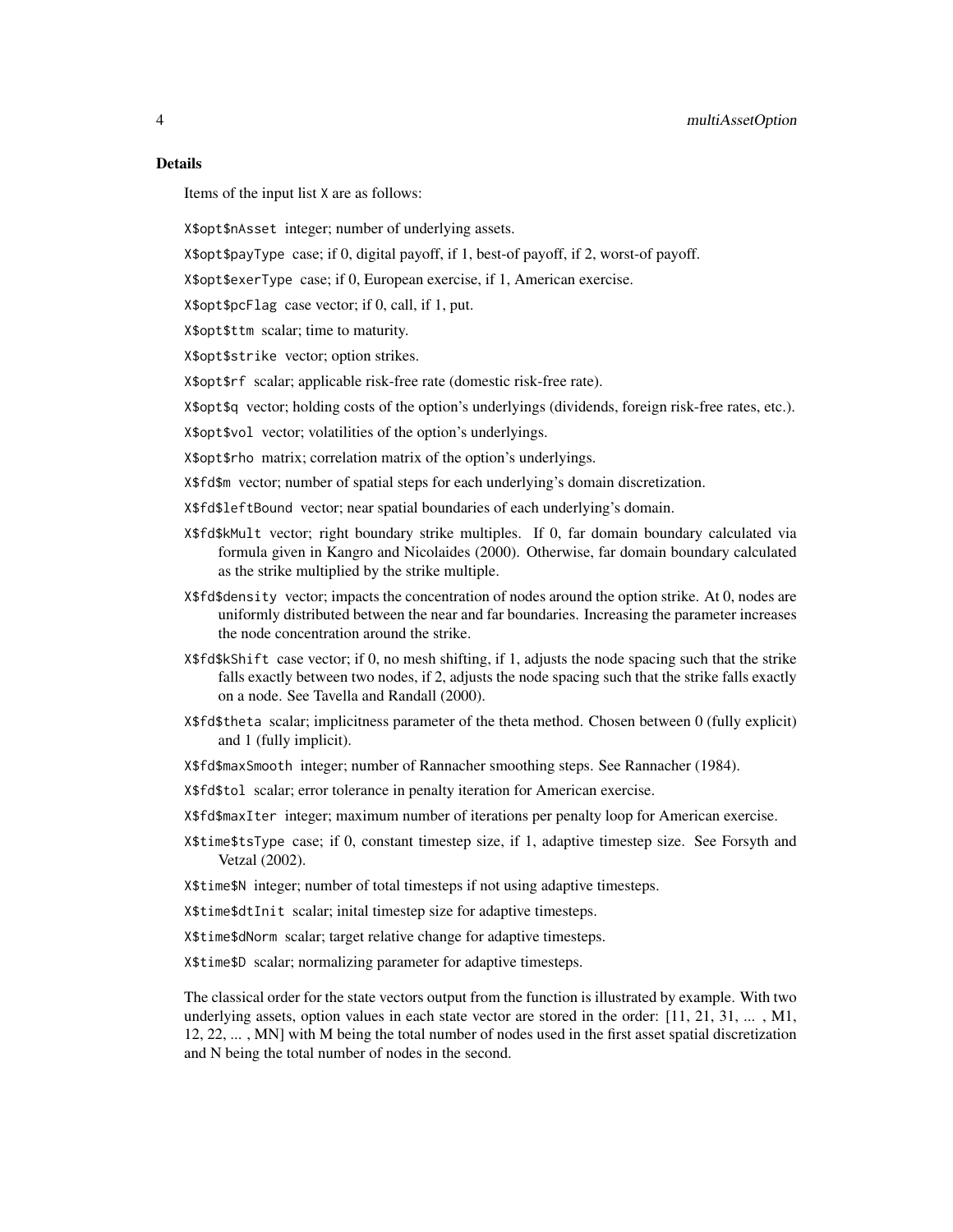### Details

Items of the input list X are as follows:

X$opt$nAsset integer; number of underlying assets.

X$opt$payType case; if 0, digital payoff, if 1, best-of payoff, if 2, worst-of payoff.

X$opt$exerType case; if 0, European exercise, if 1, American exercise.

X$opt$pcFlag case vector; if 0, call, if 1, put.

X$opt$ttm scalar; time to maturity.

X$opt$strike vector; option strikes.

X$opt$rf scalar; applicable risk-free rate (domestic risk-free rate).

X$opt$q vector; holding costs of the option's underlyings (dividends, foreign risk-free rates, etc.).

X$opt$vol vector; volatilities of the option's underlyings.

X$opt$rho matrix; correlation matrix of the option's underlyings.

X$fd$m vector; number of spatial steps for each underlying's domain discretization.

X$fd$leftBound vector; near spatial boundaries of each underlying's domain.

X$fd$kMult vector; right boundary strike multiples. If 0, far domain boundary calculated via formula given in Kangro and Nicolaides (2000). Otherwise, far domain boundary calculated as the strike multiplied by the strike multiple.

X$fd$density vector; impacts the concentration of nodes around the option strike. At 0, nodes are uniformly distributed between the near and far boundaries. Increasing the parameter increases the node concentration around the strike.

X$fd$kShift case vector; if 0, no mesh shifting, if 1, adjusts the node spacing such that the strike falls exactly between two nodes, if 2, adjusts the node spacing such that the strike falls exactly on a node. See Tavella and Randall (2000).

X$fd$theta scalar; implicitness parameter of the theta method. Chosen between 0 (fully explicit) and 1 (fully implicit).

X$fd$maxSmooth integer; number of Rannacher smoothing steps. See Rannacher (1984).

X$fd$tol scalar; error tolerance in penalty iteration for American exercise.

X$fd$maxIter integer; maximum number of iterations per penalty loop for American exercise.

X$time$tsType case; if 0, constant timestep size, if 1, adaptive timestep size. See Forsyth and Vetzal (2002).

X$time$N integer; number of total timesteps if not using adaptive timesteps.

X$time$dtInit scalar; inital timestep size for adaptive timesteps.

X$time$dNorm scalar; target relative change for adaptive timesteps.

X$time$D scalar; normalizing parameter for adaptive timesteps.

The classical order for the state vectors output from the function is illustrated by example. With two underlying assets, option values in each state vector are stored in the order: [11, 21, 31, ... , M1, 12, 22, ... , MN] with M being the total number of nodes used in the first asset spatial discretization and N being the total number of nodes in the second.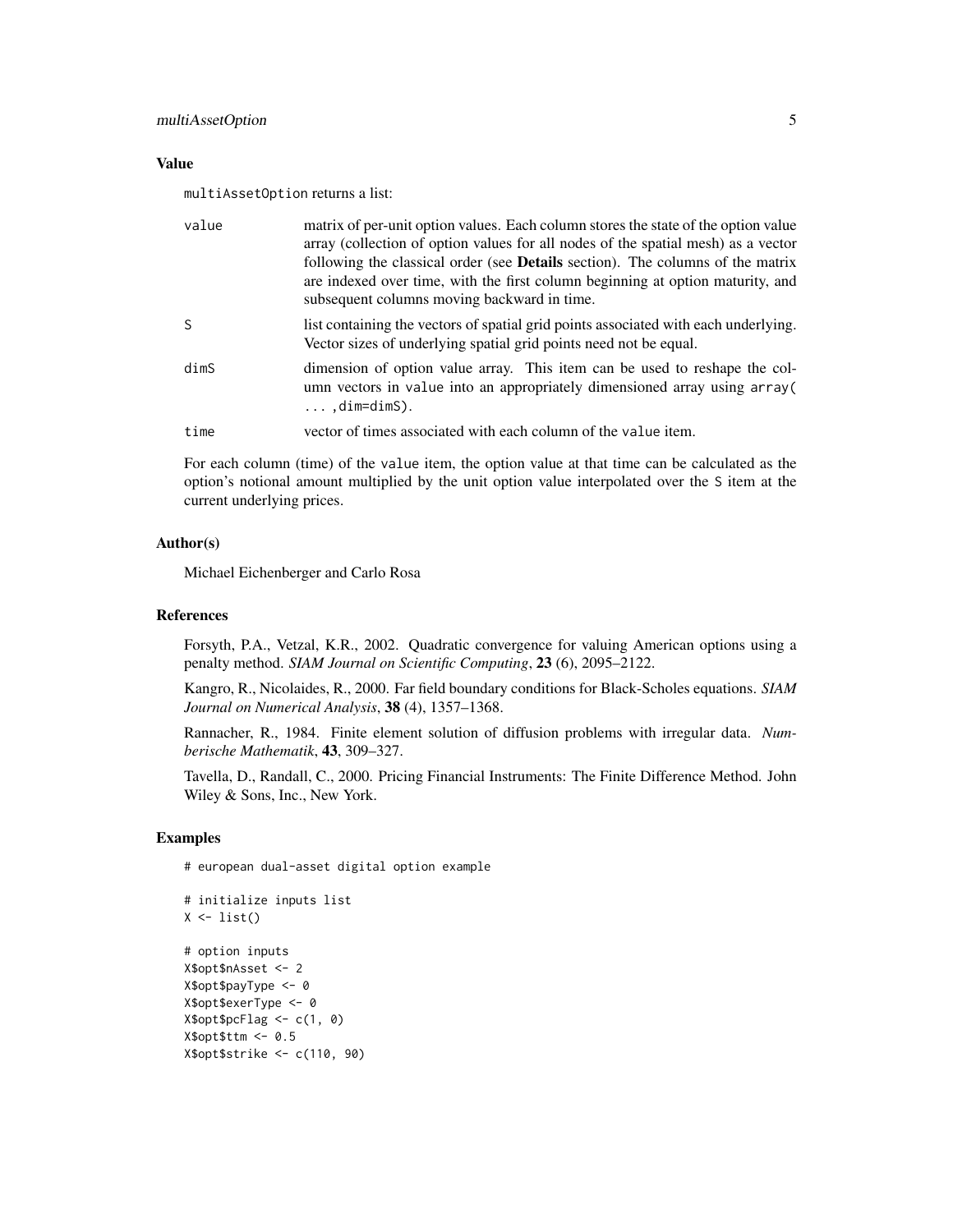## Value

`multiAssetOption` returns a list:

| | |
|---|---|
| `value` | matrix of per-unit option values. Each column stores the state of the option value array (collection of option values for all nodes of the spatial mesh) as a vector following the classical order (see **Details** section). The columns of the matrix are indexed over time, with the first column beginning at option maturity, and subsequent columns moving backward in time. |
| `S` | list containing the vectors of spatial grid points associated with each underlying. Vector sizes of underlying spatial grid points need not be equal. |
| `dimS` | dimension of option value array. This item can be used to reshape the column vectors in `value` into an appropriately dimensioned array using `array( ... ,dim=dimS)`. |
| `time` | vector of times associated with each column of the `value` item. |

For each column (time) of the `value` item, the option value at that time can be calculated as the option's notional amount multiplied by the unit option value interpolated over the `S` item at the current underlying prices.

## Author(s)

Michael Eichenberger and Carlo Rosa

## References

Forsyth, P.A., Vetzal, K.R., 2002. Quadratic convergence for valuing American options using a penalty method. *SIAM Journal on Scientific Computing*, **23** (6), 2095–2122.

Kangro, R., Nicolaides, R., 2000. Far field boundary conditions for Black-Scholes equations. *SIAM Journal on Numerical Analysis*, **38** (4), 1357–1368.

Rannacher, R., 1984. Finite element solution of diffusion problems with irregular data. *Numberische Mathematik*, **43**, 309–327.

Tavella, D., Randall, C., 2000. Pricing Financial Instruments: The Finite Difference Method. John Wiley & Sons, Inc., New York.

## Examples

```
# european dual-asset digital option example

# initialize inputs list
X <- list()

# option inputs
X$opt$nAsset <- 2
X$opt$payType <- 0
X$opt$exerType <- 0
X$opt$pcFlag <- c(1, 0)
X$opt$ttm <- 0.5
X$opt$strike <- c(110, 90)
```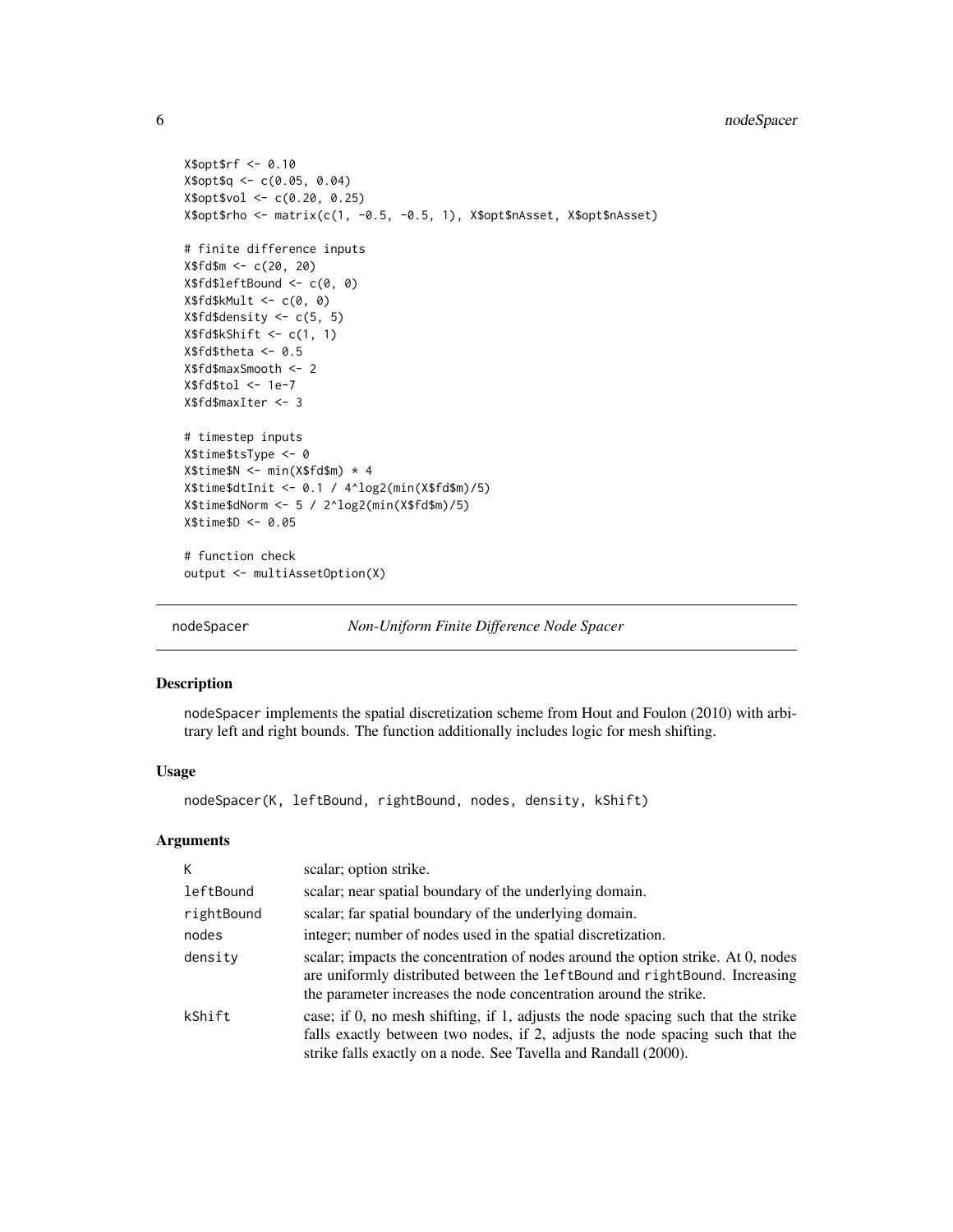```
X$opt$rf <- 0.10
X$opt$q <- c(0.05, 0.04)
X$opt$vol <- c(0.20, 0.25)
X$opt$rho <- matrix(c(1, -0.5, -0.5, 1), X$opt$nAsset, X$opt$nAsset)

# finite difference inputs
X$fd$m <- c(20, 20)
X$fd$leftBound <- c(0, 0)
X$fd$kMult <- c(0, 0)
X$fd$density <- c(5, 5)
X$fd$kShift <- c(1, 1)
X$fd$theta <- 0.5
X$fd$maxSmooth <- 2
X$fd$tol <- 1e-7
X$fd$maxIter <- 3

# timestep inputs
X$time$tsType <- 0
X$time$N <- min(X$fd$m) * 4
X$time$dtInit <- 0.1 / 4^log2(min(X$fd$m)/5)
X$time$dNorm <- 5 / 2^log2(min(X$fd$m)/5)
X$time$D <- 0.05

# function check
output <- multiAssetOption(X)
```

## nodeSpacer — *Non-Uniform Finite Difference Node Spacer*

### Description

nodeSpacer implements the spatial discretization scheme from Hout and Foulon (2010) with arbitrary left and right bounds. The function additionally includes logic for mesh shifting.

### Usage

```
nodeSpacer(K, leftBound, rightBound, nodes, density, kShift)
```

### Arguments

| | |
|---|---|
| K | scalar; option strike. |
| leftBound | scalar; near spatial boundary of the underlying domain. |
| rightBound | scalar; far spatial boundary of the underlying domain. |
| nodes | integer; number of nodes used in the spatial discretization. |
| density | scalar; impacts the concentration of nodes around the option strike. At 0, nodes are uniformly distributed between the leftBound and rightBound. Increasing the parameter increases the node concentration around the strike. |
| kShift | case; if 0, no mesh shifting, if 1, adjusts the node spacing such that the strike falls exactly between two nodes, if 2, adjusts the node spacing such that the strike falls exactly on a node. See Tavella and Randall (2000). |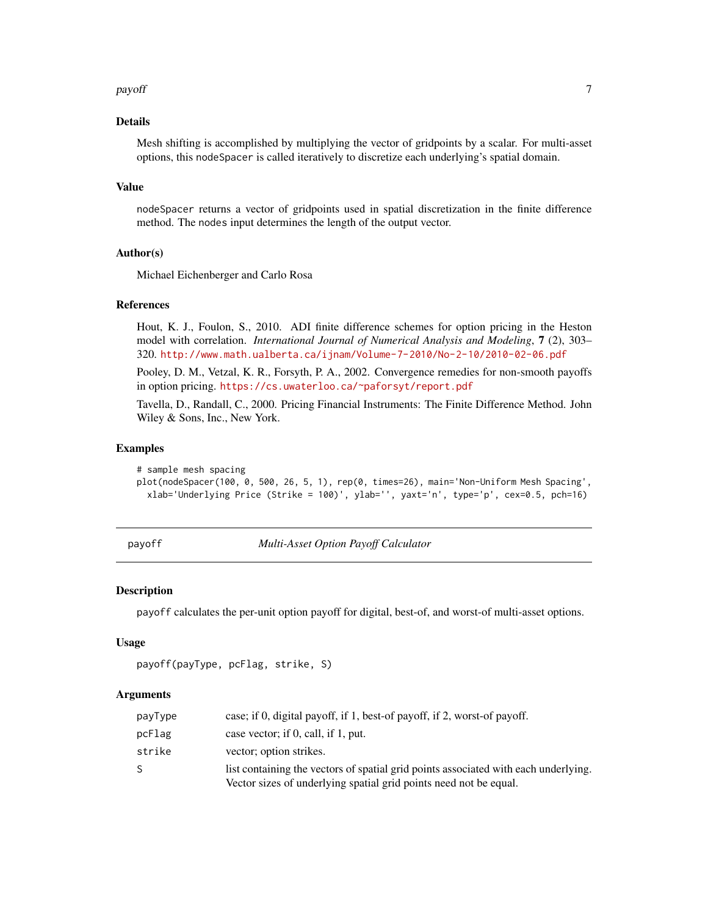## Details

Mesh shifting is accomplished by multiplying the vector of gridpoints by a scalar. For multi-asset options, this `nodeSpacer` is called iteratively to discretize each underlying's spatial domain.

## Value

`nodeSpacer` returns a vector of gridpoints used in spatial discretization in the finite difference method. The `nodes` input determines the length of the output vector.

## Author(s)

Michael Eichenberger and Carlo Rosa

## References

Hout, K. J., Foulon, S., 2010. ADI finite difference schemes for option pricing in the Heston model with correlation. *International Journal of Numerical Analysis and Modeling*, **7** (2), 303–320. http://www.math.ualberta.ca/ijnam/Volume-7-2010/No-2-10/2010-02-06.pdf

Pooley, D. M., Vetzal, K. R., Forsyth, P. A., 2002. Convergence remedies for non-smooth payoffs in option pricing. https://cs.uwaterloo.ca/~paforsyt/report.pdf

Tavella, D., Randall, C., 2000. Pricing Financial Instruments: The Finite Difference Method. John Wiley & Sons, Inc., New York.

## Examples

```
# sample mesh spacing
plot(nodeSpacer(100, 0, 500, 26, 5, 1), rep(0, times=26), main='Non-Uniform Mesh Spacing',
  xlab='Underlying Price (Strike = 100)', ylab='', yaxt='n', type='p', cex=0.5, pch=16)
```

---

# payoff — *Multi-Asset Option Payoff Calculator*

## Description

`payoff` calculates the per-unit option payoff for digital, best-of, and worst-of multi-asset options.

## Usage

```
payoff(payType, pcFlag, strike, S)
```

## Arguments

| | |
|---|---|
| `payType` | case; if 0, digital payoff, if 1, best-of payoff, if 2, worst-of payoff. |
| `pcFlag` | case vector; if 0, call, if 1, put. |
| `strike` | vector; option strikes. |
| `S` | list containing the vectors of spatial grid points associated with each underlying. Vector sizes of underlying spatial grid points need not be equal. |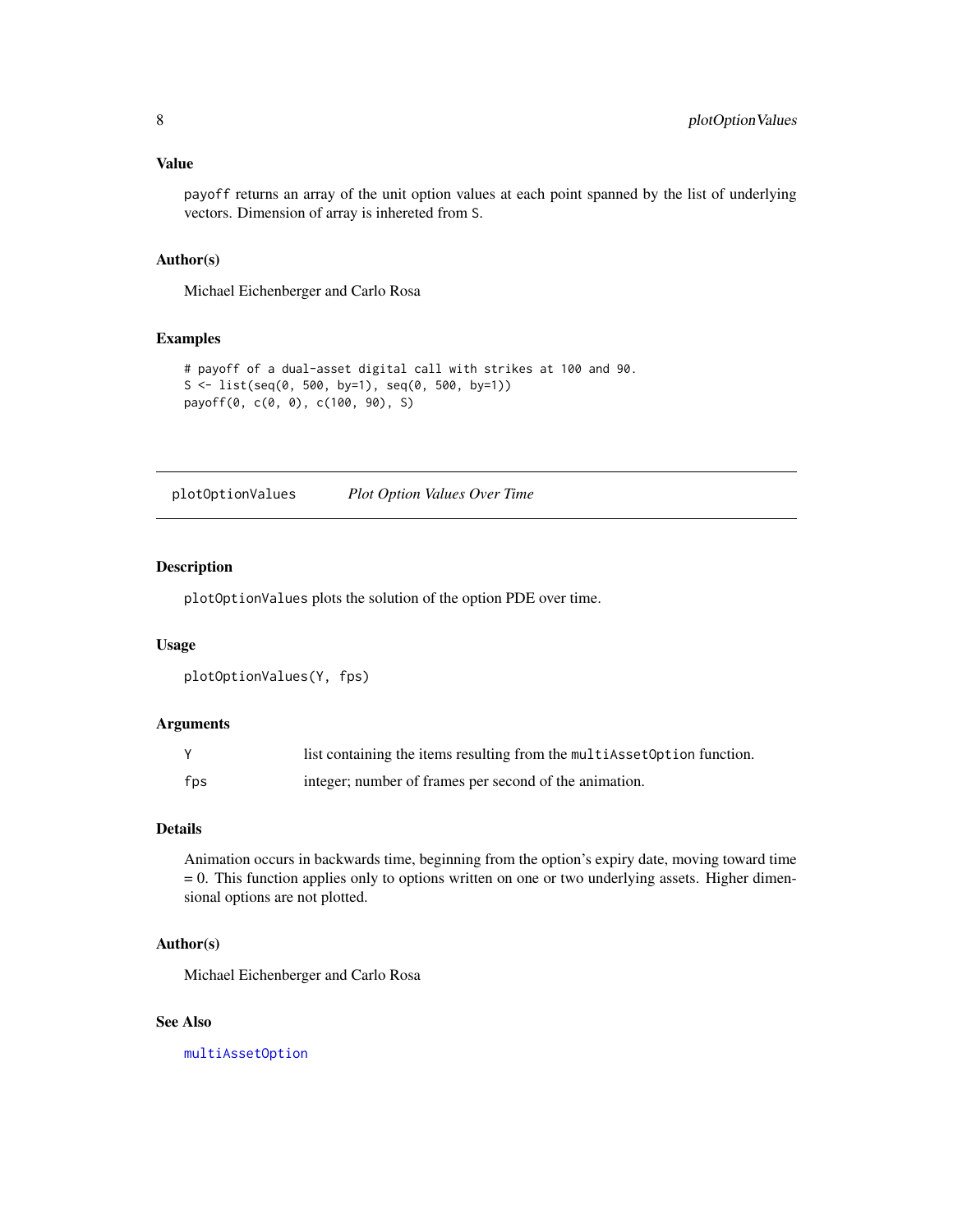### Value

payoff returns an array of the unit option values at each point spanned by the list of underlying vectors. Dimension of array is inhereted from S.

### Author(s)

Michael Eichenberger and Carlo Rosa

### Examples

```
# payoff of a dual-asset digital call with strikes at 100 and 90.
S <- list(seq(0, 500, by=1), seq(0, 500, by=1))
payoff(0, c(0, 0), c(100, 90), S)
```

## plotOptionValues    *Plot Option Values Over Time*

### Description

plotOptionValues plots the solution of the option PDE over time.

### Usage

```
plotOptionValues(Y, fps)
```

### Arguments

| | |
|---|---|
| Y | list containing the items resulting from the multiAssetOption function. |
| fps | integer; number of frames per second of the animation. |

### Details

Animation occurs in backwards time, beginning from the option's expiry date, moving toward time = 0. This function applies only to options written on one or two underlying assets. Higher dimensional options are not plotted.

### Author(s)

Michael Eichenberger and Carlo Rosa

### See Also

multiAssetOption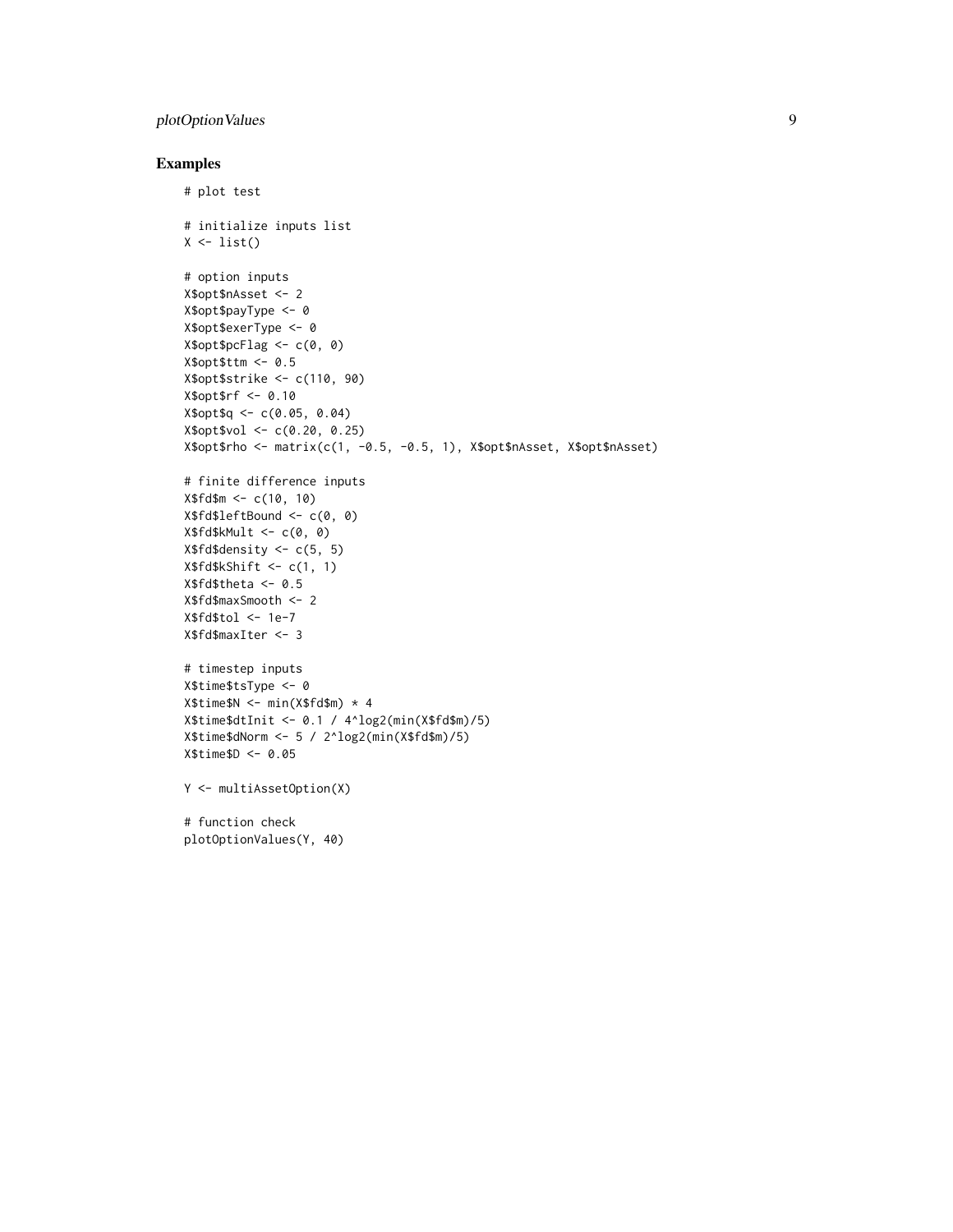## Examples

```
# plot test

# initialize inputs list
X <- list()

# option inputs
X$opt$nAsset <- 2
X$opt$payType <- 0
X$opt$exerType <- 0
X$opt$pcFlag <- c(0, 0)
X$opt$ttm <- 0.5
X$opt$strike <- c(110, 90)
X$opt$rf <- 0.10
X$opt$q <- c(0.05, 0.04)
X$opt$vol <- c(0.20, 0.25)
X$opt$rho <- matrix(c(1, -0.5, -0.5, 1), X$opt$nAsset, X$opt$nAsset)

# finite difference inputs
X$fd$m <- c(10, 10)
X$fd$leftBound <- c(0, 0)
X$fd$kMult <- c(0, 0)
X$fd$density <- c(5, 5)
X$fd$kShift <- c(1, 1)
X$fd$theta <- 0.5
X$fd$maxSmooth <- 2
X$fd$tol <- 1e-7
X$fd$maxIter <- 3

# timestep inputs
X$time$tsType <- 0
X$time$N <- min(X$fd$m) * 4
X$time$dtInit <- 0.1 / 4^log2(min(X$fd$m)/5)
X$time$dNorm <- 5 / 2^log2(min(X$fd$m)/5)
X$time$D <- 0.05

Y <- multiAssetOption(X)

# function check
plotOptionValues(Y, 40)
```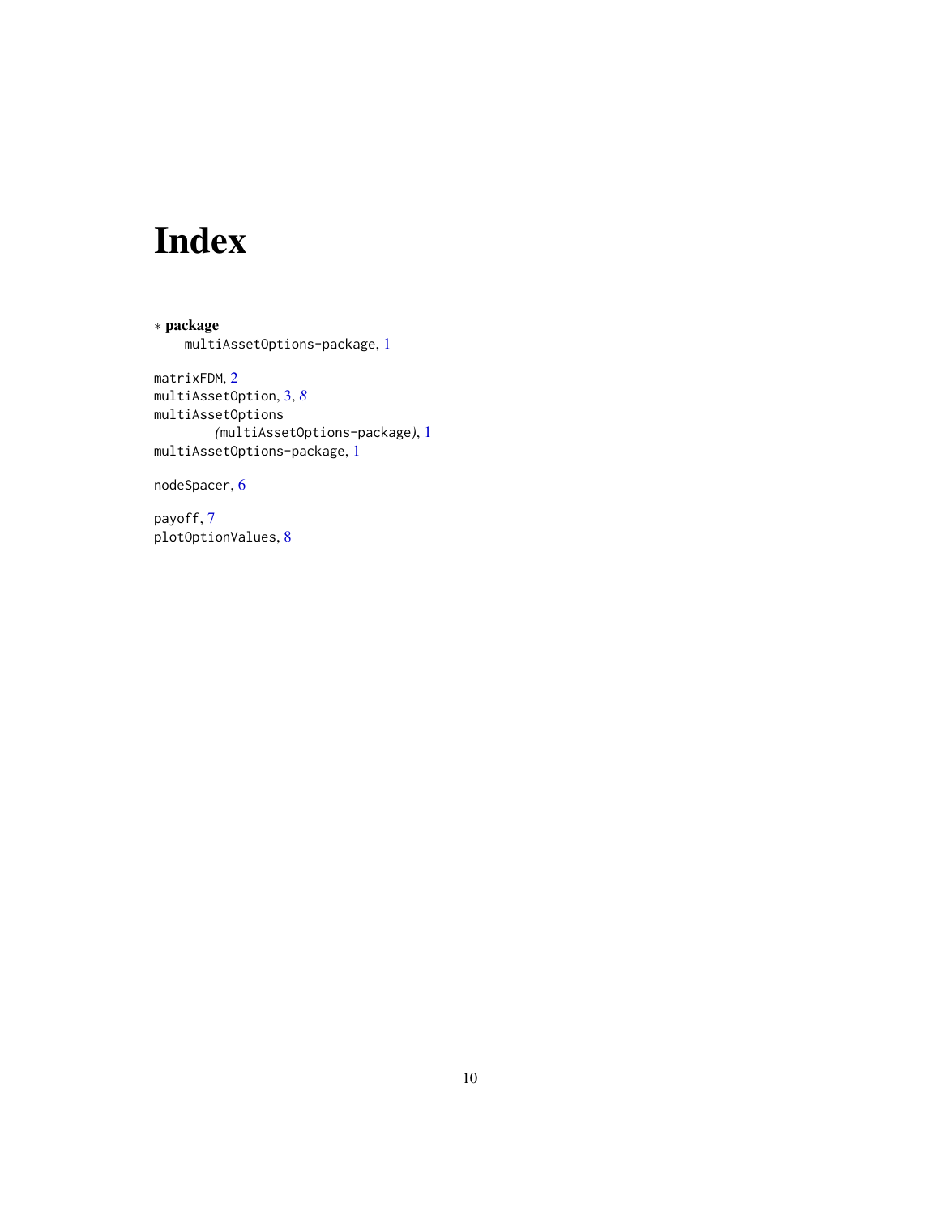# Index

∗ **package**
    multiAssetOptions-package, 1

matrixFDM, 2
multiAssetOption, 3, *8*
multiAssetOptions
        (multiAssetOptions-package), 1
multiAssetOptions-package, 1

nodeSpacer, 6

payoff, 7
plotOptionValues, 8